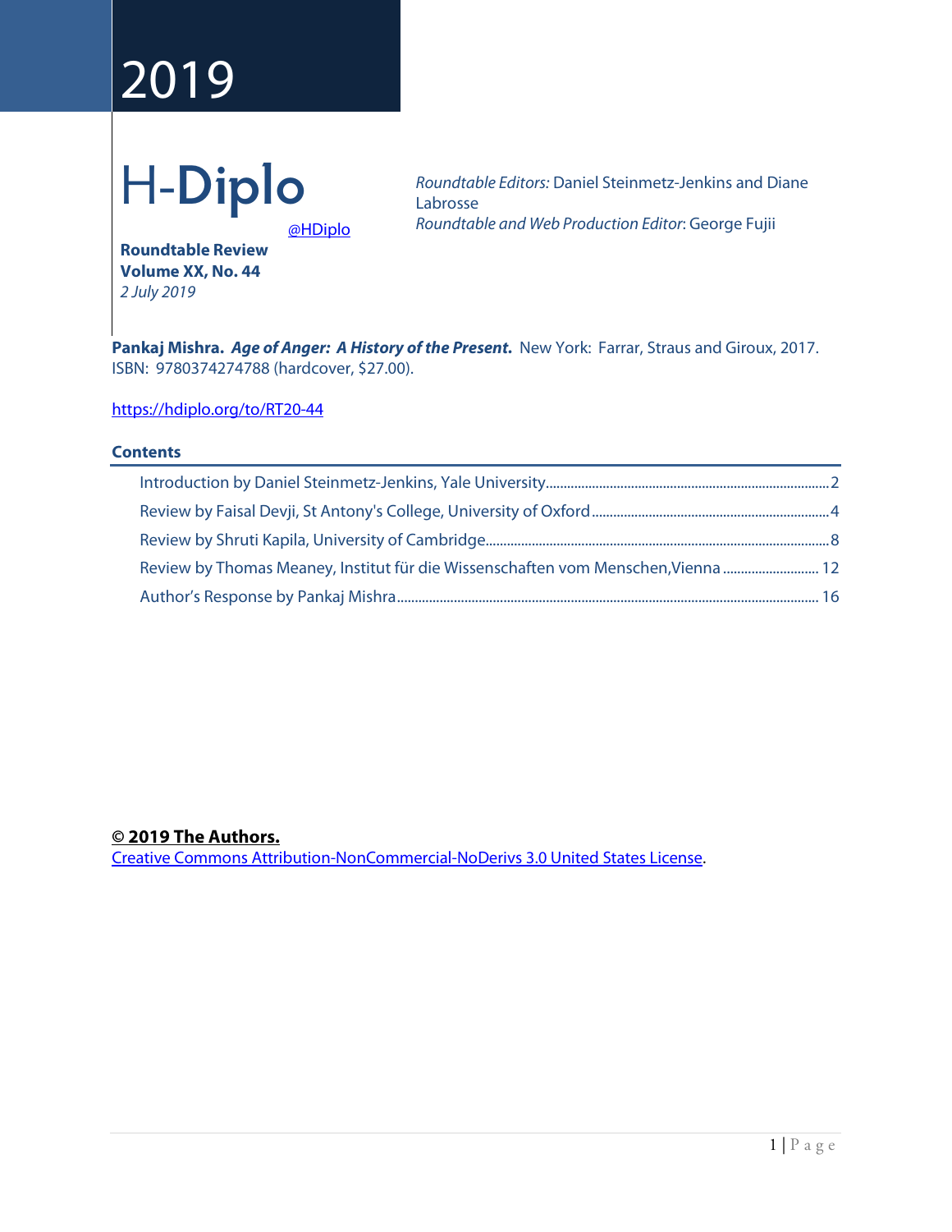2019

# H-Diplo

@HDiplo

**Roundtable Review**
**Volume XX, No. 44**
*2 July 2019*

*Roundtable Editors:* Daniel Steinmetz-Jenkins and Diane Labrosse
*Roundtable and Web Production Editor*: George Fujii

**Pankaj Mishra.** ***Age of Anger: A History of the Present.*** New York: Farrar, Straus and Giroux, 2017. ISBN: 9780374274788 (hardcover, $27.00).

https://hdiplo.org/to/RT20-44

## Contents

- Introduction by Daniel Steinmetz-Jenkins, Yale University .......... 2
- Review by Faisal Devji, St Antony's College, University of Oxford .......... 4
- Review by Shruti Kapila, University of Cambridge .......... 8
- Review by Thomas Meaney, Institut für die Wissenschaften vom Menschen, Vienna .......... 12
- Author's Response by Pankaj Mishra .......... 16

**© 2019 The Authors.**
Creative Commons Attribution-NonCommercial-NoDerivs 3.0 United States License.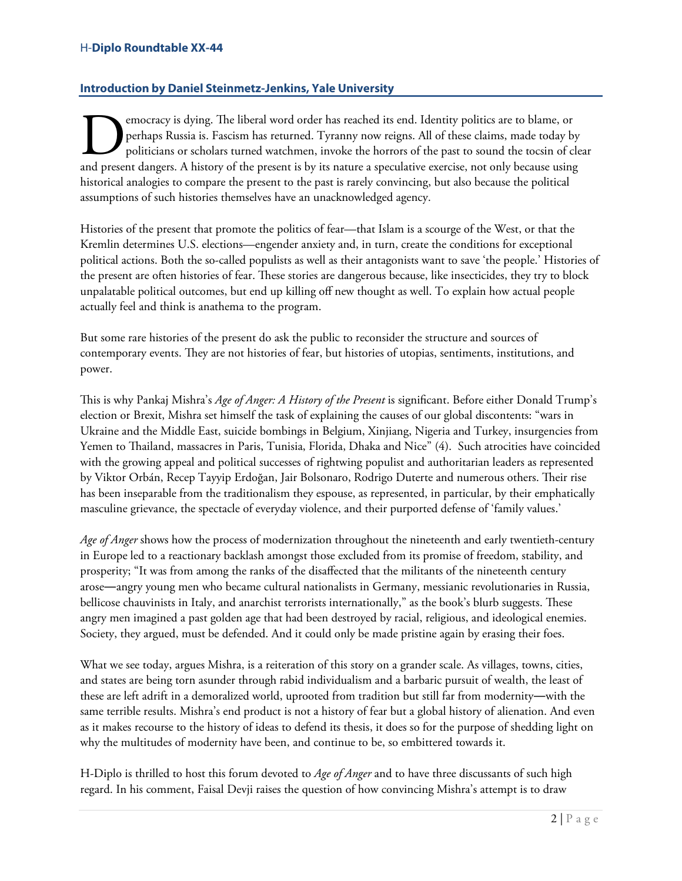## Introduction by Daniel Steinmetz-Jenkins, Yale University

Democracy is dying. The liberal word order has reached its end. Identity politics are to blame, or perhaps Russia is. Fascism has returned. Tyranny now reigns. All of these claims, made today by politicians or scholars turned watchmen, invoke the horrors of the past to sound the tocsin of clear and present dangers. A history of the present is by its nature a speculative exercise, not only because using historical analogies to compare the present to the past is rarely convincing, but also because the political assumptions of such histories themselves have an unacknowledged agency.

Histories of the present that promote the politics of fear—that Islam is a scourge of the West, or that the Kremlin determines U.S. elections—engender anxiety and, in turn, create the conditions for exceptional political actions. Both the so-called populists as well as their antagonists want to save 'the people.' Histories of the present are often histories of fear. These stories are dangerous because, like insecticides, they try to block unpalatable political outcomes, but end up killing off new thought as well. To explain how actual people actually feel and think is anathema to the program.

But some rare histories of the present do ask the public to reconsider the structure and sources of contemporary events. They are not histories of fear, but histories of utopias, sentiments, institutions, and power.

This is why Pankaj Mishra's *Age of Anger: A History of the Present* is significant. Before either Donald Trump's election or Brexit, Mishra set himself the task of explaining the causes of our global discontents: "wars in Ukraine and the Middle East, suicide bombings in Belgium, Xinjiang, Nigeria and Turkey, insurgencies from Yemen to Thailand, massacres in Paris, Tunisia, Florida, Dhaka and Nice" (4). Such atrocities have coincided with the growing appeal and political successes of rightwing populist and authoritarian leaders as represented by Viktor Orbán, Recep Tayyip Erdoğan, Jair Bolsonaro, Rodrigo Duterte and numerous others. Their rise has been inseparable from the traditionalism they espouse, as represented, in particular, by their emphatically masculine grievance, the spectacle of everyday violence, and their purported defense of 'family values.'

*Age of Anger* shows how the process of modernization throughout the nineteenth and early twentieth-century in Europe led to a reactionary backlash amongst those excluded from its promise of freedom, stability, and prosperity; "It was from among the ranks of the disaffected that the militants of the nineteenth century arose—angry young men who became cultural nationalists in Germany, messianic revolutionaries in Russia, bellicose chauvinists in Italy, and anarchist terrorists internationally," as the book's blurb suggests. These angry men imagined a past golden age that had been destroyed by racial, religious, and ideological enemies. Society, they argued, must be defended. And it could only be made pristine again by erasing their foes.

What we see today, argues Mishra, is a reiteration of this story on a grander scale. As villages, towns, cities, and states are being torn asunder through rabid individualism and a barbaric pursuit of wealth, the least of these are left adrift in a demoralized world, uprooted from tradition but still far from modernity—with the same terrible results. Mishra's end product is not a history of fear but a global history of alienation. And even as it makes recourse to the history of ideas to defend its thesis, it does so for the purpose of shedding light on why the multitudes of modernity have been, and continue to be, so embittered towards it.

H-Diplo is thrilled to host this forum devoted to *Age of Anger* and to have three discussants of such high regard. In his comment, Faisal Devji raises the question of how convincing Mishra's attempt is to draw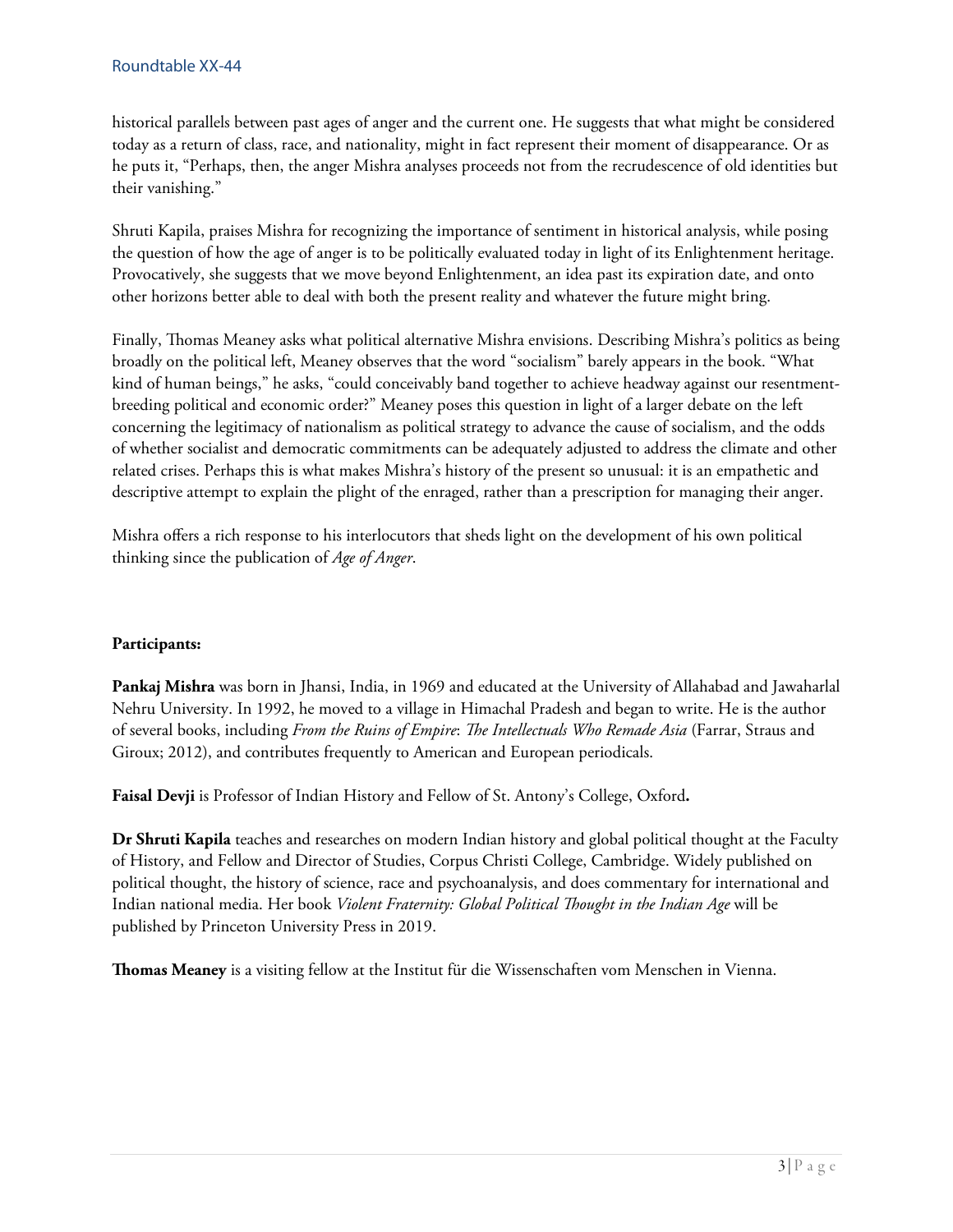historical parallels between past ages of anger and the current one. He suggests that what might be considered today as a return of class, race, and nationality, might in fact represent their moment of disappearance. Or as he puts it, "Perhaps, then, the anger Mishra analyses proceeds not from the recrudescence of old identities but their vanishing."

Shruti Kapila, praises Mishra for recognizing the importance of sentiment in historical analysis, while posing the question of how the age of anger is to be politically evaluated today in light of its Enlightenment heritage. Provocatively, she suggests that we move beyond Enlightenment, an idea past its expiration date, and onto other horizons better able to deal with both the present reality and whatever the future might bring.

Finally, Thomas Meaney asks what political alternative Mishra envisions. Describing Mishra's politics as being broadly on the political left, Meaney observes that the word "socialism" barely appears in the book. "What kind of human beings," he asks, "could conceivably band together to achieve headway against our resentment-breeding political and economic order?" Meaney poses this question in light of a larger debate on the left concerning the legitimacy of nationalism as political strategy to advance the cause of socialism, and the odds of whether socialist and democratic commitments can be adequately adjusted to address the climate and other related crises. Perhaps this is what makes Mishra's history of the present so unusual: it is an empathetic and descriptive attempt to explain the plight of the enraged, rather than a prescription for managing their anger.

Mishra offers a rich response to his interlocutors that sheds light on the development of his own political thinking since the publication of *Age of Anger*.

**Participants:**

**Pankaj Mishra** was born in Jhansi, India, in 1969 and educated at the University of Allahabad and Jawaharlal Nehru University. In 1992, he moved to a village in Himachal Pradesh and began to write. He is the author of several books, including *From the Ruins of Empire*: *The Intellectuals Who Remade Asia* (Farrar, Straus and Giroux; 2012), and contributes frequently to American and European periodicals.

**Faisal Devji** is Professor of Indian History and Fellow of St. Antony's College, Oxford**.**

**Dr Shruti Kapila** teaches and researches on modern Indian history and global political thought at the Faculty of History, and Fellow and Director of Studies, Corpus Christi College, Cambridge. Widely published on political thought, the history of science, race and psychoanalysis, and does commentary for international and Indian national media. Her book *Violent Fraternity: Global Political Thought in the Indian Age* will be published by Princeton University Press in 2019.

**Thomas Meaney** is a visiting fellow at the Institut für die Wissenschaften vom Menschen in Vienna.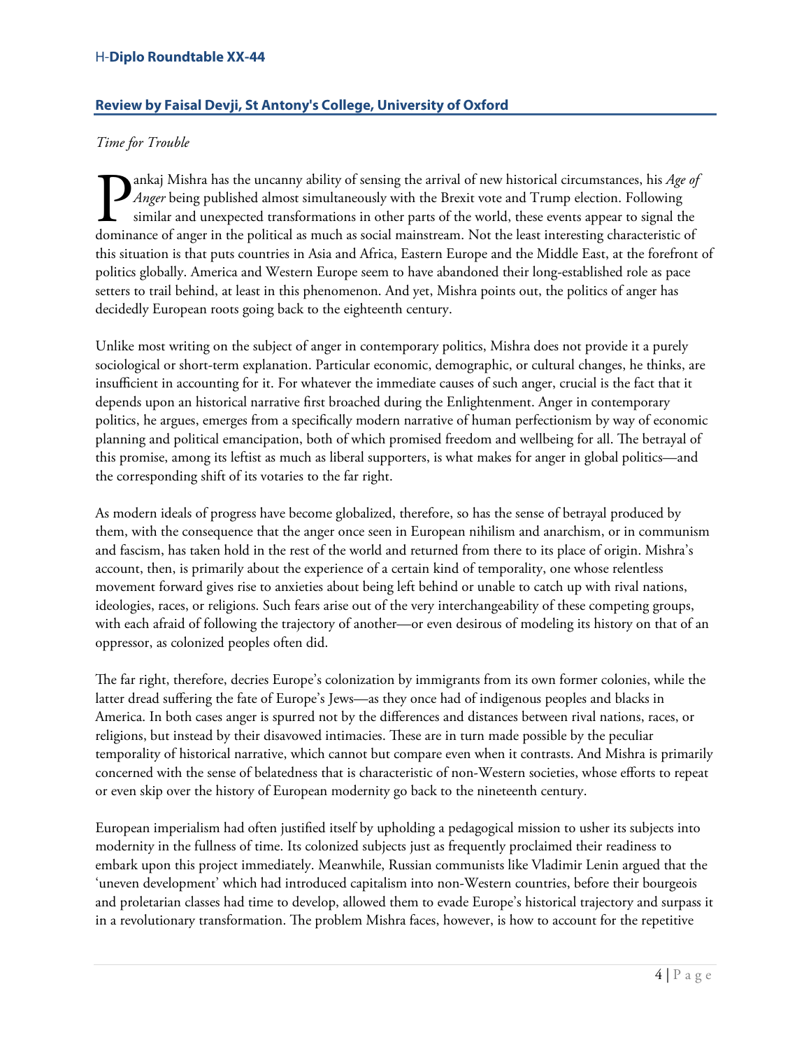## Review by Faisal Devji, St Antony's College, University of Oxford

*Time for Trouble*

Pankaj Mishra has the uncanny ability of sensing the arrival of new historical circumstances, his *Age of Anger* being published almost simultaneously with the Brexit vote and Trump election. Following similar and unexpected transformations in other parts of the world, these events appear to signal the dominance of anger in the political as much as social mainstream. Not the least interesting characteristic of this situation is that puts countries in Asia and Africa, Eastern Europe and the Middle East, at the forefront of politics globally. America and Western Europe seem to have abandoned their long-established role as pace setters to trail behind, at least in this phenomenon. And yet, Mishra points out, the politics of anger has decidedly European roots going back to the eighteenth century.

Unlike most writing on the subject of anger in contemporary politics, Mishra does not provide it a purely sociological or short-term explanation. Particular economic, demographic, or cultural changes, he thinks, are insufficient in accounting for it. For whatever the immediate causes of such anger, crucial is the fact that it depends upon an historical narrative first broached during the Enlightenment. Anger in contemporary politics, he argues, emerges from a specifically modern narrative of human perfectionism by way of economic planning and political emancipation, both of which promised freedom and wellbeing for all. The betrayal of this promise, among its leftist as much as liberal supporters, is what makes for anger in global politics—and the corresponding shift of its votaries to the far right.

As modern ideals of progress have become globalized, therefore, so has the sense of betrayal produced by them, with the consequence that the anger once seen in European nihilism and anarchism, or in communism and fascism, has taken hold in the rest of the world and returned from there to its place of origin. Mishra's account, then, is primarily about the experience of a certain kind of temporality, one whose relentless movement forward gives rise to anxieties about being left behind or unable to catch up with rival nations, ideologies, races, or religions. Such fears arise out of the very interchangeability of these competing groups, with each afraid of following the trajectory of another—or even desirous of modeling its history on that of an oppressor, as colonized peoples often did.

The far right, therefore, decries Europe's colonization by immigrants from its own former colonies, while the latter dread suffering the fate of Europe's Jews—as they once had of indigenous peoples and blacks in America. In both cases anger is spurred not by the differences and distances between rival nations, races, or religions, but instead by their disavowed intimacies. These are in turn made possible by the peculiar temporality of historical narrative, which cannot but compare even when it contrasts. And Mishra is primarily concerned with the sense of belatedness that is characteristic of non-Western societies, whose efforts to repeat or even skip over the history of European modernity go back to the nineteenth century.

European imperialism had often justified itself by upholding a pedagogical mission to usher its subjects into modernity in the fullness of time. Its colonized subjects just as frequently proclaimed their readiness to embark upon this project immediately. Meanwhile, Russian communists like Vladimir Lenin argued that the 'uneven development' which had introduced capitalism into non-Western countries, before their bourgeois and proletarian classes had time to develop, allowed them to evade Europe's historical trajectory and surpass it in a revolutionary transformation. The problem Mishra faces, however, is how to account for the repetitive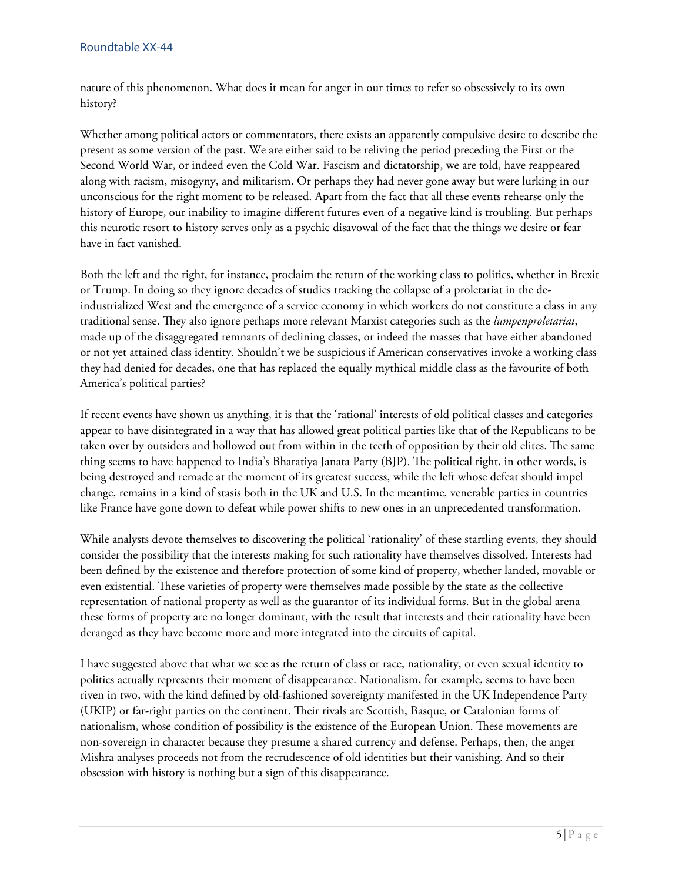nature of this phenomenon. What does it mean for anger in our times to refer so obsessively to its own history?

Whether among political actors or commentators, there exists an apparently compulsive desire to describe the present as some version of the past. We are either said to be reliving the period preceding the First or the Second World War, or indeed even the Cold War. Fascism and dictatorship, we are told, have reappeared along with racism, misogyny, and militarism. Or perhaps they had never gone away but were lurking in our unconscious for the right moment to be released. Apart from the fact that all these events rehearse only the history of Europe, our inability to imagine different futures even of a negative kind is troubling. But perhaps this neurotic resort to history serves only as a psychic disavowal of the fact that the things we desire or fear have in fact vanished.

Both the left and the right, for instance, proclaim the return of the working class to politics, whether in Brexit or Trump. In doing so they ignore decades of studies tracking the collapse of a proletariat in the de-industrialized West and the emergence of a service economy in which workers do not constitute a class in any traditional sense. They also ignore perhaps more relevant Marxist categories such as the *lumpenproletariat*, made up of the disaggregated remnants of declining classes, or indeed the masses that have either abandoned or not yet attained class identity. Shouldn't we be suspicious if American conservatives invoke a working class they had denied for decades, one that has replaced the equally mythical middle class as the favourite of both America's political parties?

If recent events have shown us anything, it is that the 'rational' interests of old political classes and categories appear to have disintegrated in a way that has allowed great political parties like that of the Republicans to be taken over by outsiders and hollowed out from within in the teeth of opposition by their old elites. The same thing seems to have happened to India's Bharatiya Janata Party (BJP). The political right, in other words, is being destroyed and remade at the moment of its greatest success, while the left whose defeat should impel change, remains in a kind of stasis both in the UK and U.S. In the meantime, venerable parties in countries like France have gone down to defeat while power shifts to new ones in an unprecedented transformation.

While analysts devote themselves to discovering the political 'rationality' of these startling events, they should consider the possibility that the interests making for such rationality have themselves dissolved. Interests had been defined by the existence and therefore protection of some kind of property, whether landed, movable or even existential. These varieties of property were themselves made possible by the state as the collective representation of national property as well as the guarantor of its individual forms. But in the global arena these forms of property are no longer dominant, with the result that interests and their rationality have been deranged as they have become more and more integrated into the circuits of capital.

I have suggested above that what we see as the return of class or race, nationality, or even sexual identity to politics actually represents their moment of disappearance. Nationalism, for example, seems to have been riven in two, with the kind defined by old-fashioned sovereignty manifested in the UK Independence Party (UKIP) or far-right parties on the continent. Their rivals are Scottish, Basque, or Catalonian forms of nationalism, whose condition of possibility is the existence of the European Union. These movements are non-sovereign in character because they presume a shared currency and defense. Perhaps, then, the anger Mishra analyses proceeds not from the recrudescence of old identities but their vanishing. And so their obsession with history is nothing but a sign of this disappearance.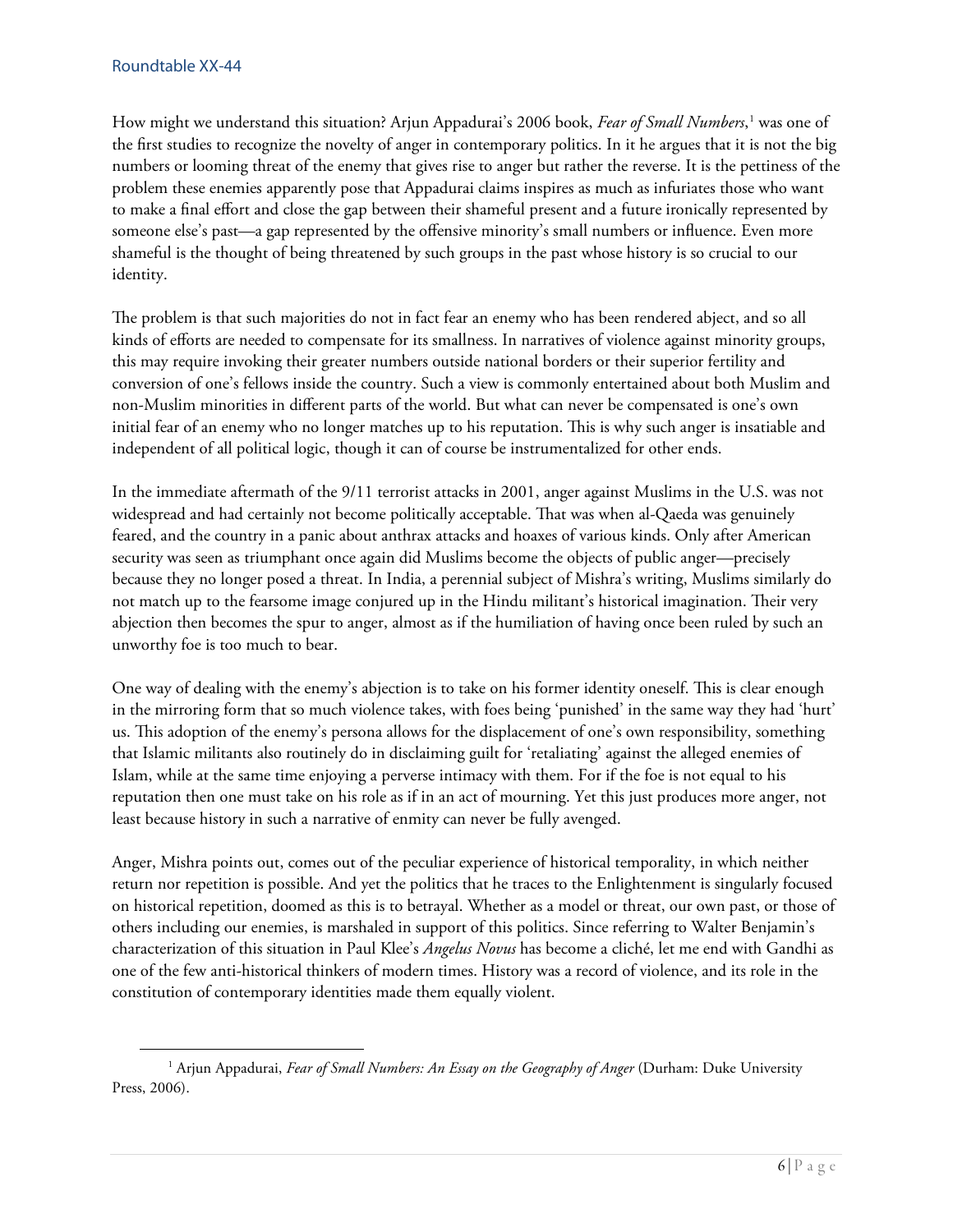How might we understand this situation? Arjun Appadurai's 2006 book, *Fear of Small Numbers*,[1] was one of the first studies to recognize the novelty of anger in contemporary politics. In it he argues that it is not the big numbers or looming threat of the enemy that gives rise to anger but rather the reverse. It is the pettiness of the problem these enemies apparently pose that Appadurai claims inspires as much as infuriates those who want to make a final effort and close the gap between their shameful present and a future ironically represented by someone else's past—a gap represented by the offensive minority's small numbers or influence. Even more shameful is the thought of being threatened by such groups in the past whose history is so crucial to our identity.

The problem is that such majorities do not in fact fear an enemy who has been rendered abject, and so all kinds of efforts are needed to compensate for its smallness. In narratives of violence against minority groups, this may require invoking their greater numbers outside national borders or their superior fertility and conversion of one's fellows inside the country. Such a view is commonly entertained about both Muslim and non-Muslim minorities in different parts of the world. But what can never be compensated is one's own initial fear of an enemy who no longer matches up to his reputation. This is why such anger is insatiable and independent of all political logic, though it can of course be instrumentalized for other ends.

In the immediate aftermath of the 9/11 terrorist attacks in 2001, anger against Muslims in the U.S. was not widespread and had certainly not become politically acceptable. That was when al-Qaeda was genuinely feared, and the country in a panic about anthrax attacks and hoaxes of various kinds. Only after American security was seen as triumphant once again did Muslims become the objects of public anger—precisely because they no longer posed a threat. In India, a perennial subject of Mishra's writing, Muslims similarly do not match up to the fearsome image conjured up in the Hindu militant's historical imagination. Their very abjection then becomes the spur to anger, almost as if the humiliation of having once been ruled by such an unworthy foe is too much to bear.

One way of dealing with the enemy's abjection is to take on his former identity oneself. This is clear enough in the mirroring form that so much violence takes, with foes being 'punished' in the same way they had 'hurt' us. This adoption of the enemy's persona allows for the displacement of one's own responsibility, something that Islamic militants also routinely do in disclaiming guilt for 'retaliating' against the alleged enemies of Islam, while at the same time enjoying a perverse intimacy with them. For if the foe is not equal to his reputation then one must take on his role as if in an act of mourning. Yet this just produces more anger, not least because history in such a narrative of enmity can never be fully avenged.

Anger, Mishra points out, comes out of the peculiar experience of historical temporality, in which neither return nor repetition is possible. And yet the politics that he traces to the Enlightenment is singularly focused on historical repetition, doomed as this is to betrayal. Whether as a model or threat, our own past, or those of others including our enemies, is marshaled in support of this politics. Since referring to Walter Benjamin's characterization of this situation in Paul Klee's *Angelus Novus* has become a cliché, let me end with Gandhi as one of the few anti-historical thinkers of modern times. History was a record of violence, and its role in the constitution of contemporary identities made them equally violent.

[1] Arjun Appadurai, *Fear of Small Numbers: An Essay on the Geography of Anger* (Durham: Duke University Press, 2006).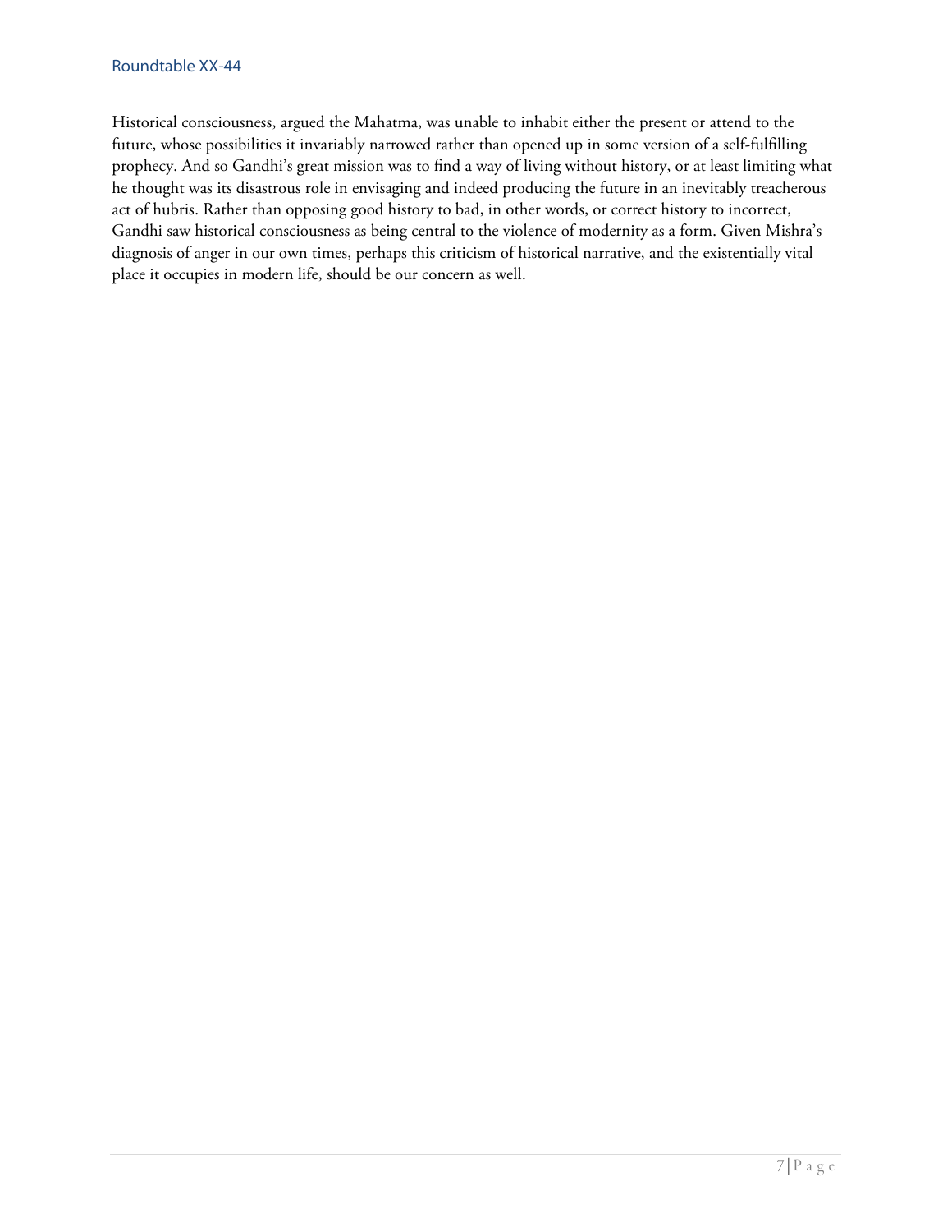Historical consciousness, argued the Mahatma, was unable to inhabit either the present or attend to the future, whose possibilities it invariably narrowed rather than opened up in some version of a self-fulfilling prophecy. And so Gandhi's great mission was to find a way of living without history, or at least limiting what he thought was its disastrous role in envisaging and indeed producing the future in an inevitably treacherous act of hubris. Rather than opposing good history to bad, in other words, or correct history to incorrect, Gandhi saw historical consciousness as being central to the violence of modernity as a form. Given Mishra's diagnosis of anger in our own times, perhaps this criticism of historical narrative, and the existentially vital place it occupies in modern life, should be our concern as well.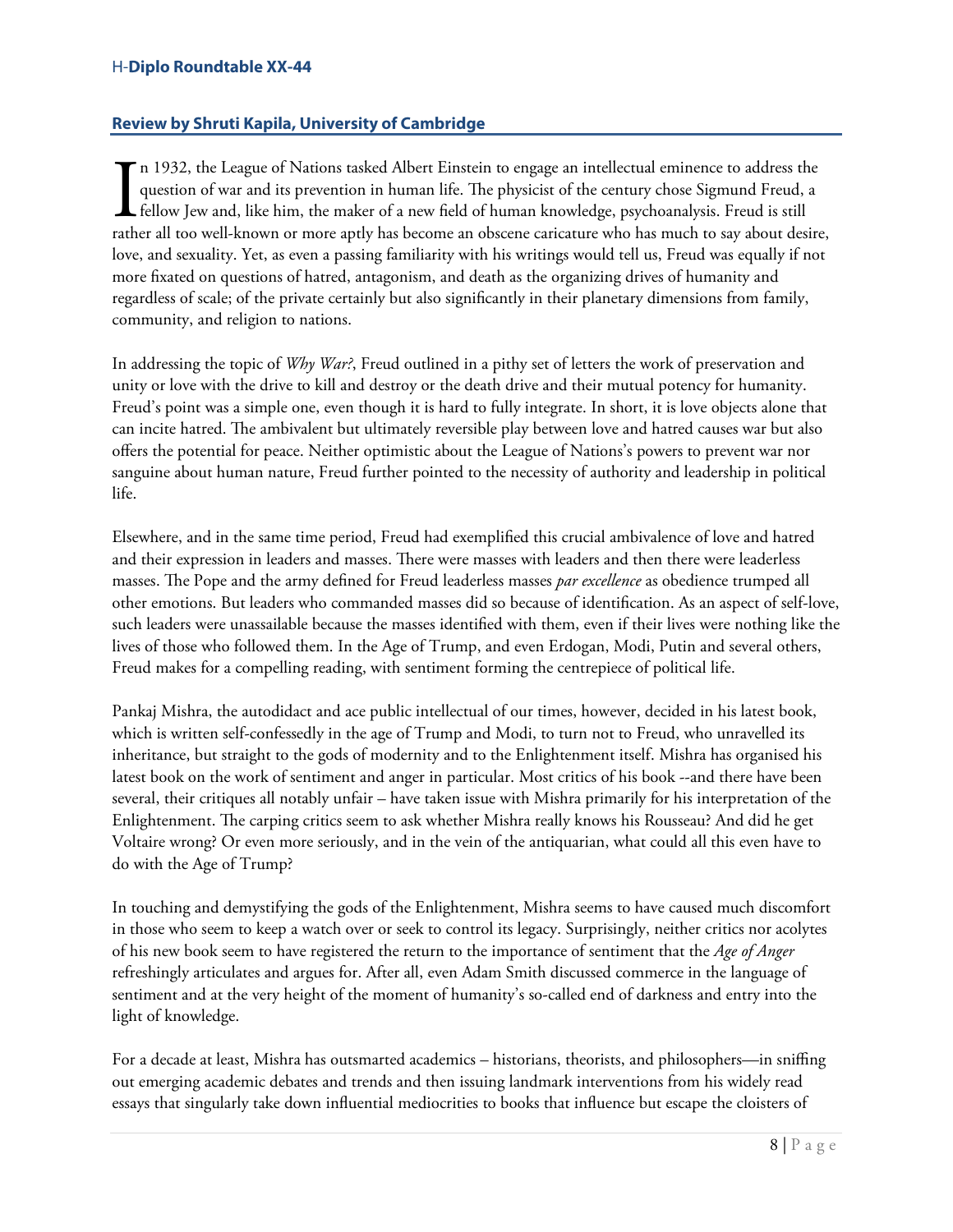## Review by Shruti Kapila, University of Cambridge

In 1932, the League of Nations tasked Albert Einstein to engage an intellectual eminence to address the question of war and its prevention in human life. The physicist of the century chose Sigmund Freud, a fellow Jew and, like him, the maker of a new field of human knowledge, psychoanalysis. Freud is still rather all too well-known or more aptly has become an obscene caricature who has much to say about desire, love, and sexuality. Yet, as even a passing familiarity with his writings would tell us, Freud was equally if not more fixated on questions of hatred, antagonism, and death as the organizing drives of humanity and regardless of scale; of the private certainly but also significantly in their planetary dimensions from family, community, and religion to nations.

In addressing the topic of *Why War?*, Freud outlined in a pithy set of letters the work of preservation and unity or love with the drive to kill and destroy or the death drive and their mutual potency for humanity. Freud's point was a simple one, even though it is hard to fully integrate. In short, it is love objects alone that can incite hatred. The ambivalent but ultimately reversible play between love and hatred causes war but also offers the potential for peace. Neither optimistic about the League of Nations's powers to prevent war nor sanguine about human nature, Freud further pointed to the necessity of authority and leadership in political life.

Elsewhere, and in the same time period, Freud had exemplified this crucial ambivalence of love and hatred and their expression in leaders and masses. There were masses with leaders and then there were leaderless masses. The Pope and the army defined for Freud leaderless masses *par excellence* as obedience trumped all other emotions. But leaders who commanded masses did so because of identification. As an aspect of self-love, such leaders were unassailable because the masses identified with them, even if their lives were nothing like the lives of those who followed them. In the Age of Trump, and even Erdogan, Modi, Putin and several others, Freud makes for a compelling reading, with sentiment forming the centrepiece of political life.

Pankaj Mishra, the autodidact and ace public intellectual of our times, however, decided in his latest book, which is written self-confessedly in the age of Trump and Modi, to turn not to Freud, who unravelled its inheritance, but straight to the gods of modernity and to the Enlightenment itself. Mishra has organised his latest book on the work of sentiment and anger in particular. Most critics of his book --and there have been several, their critiques all notably unfair – have taken issue with Mishra primarily for his interpretation of the Enlightenment. The carping critics seem to ask whether Mishra really knows his Rousseau? And did he get Voltaire wrong? Or even more seriously, and in the vein of the antiquarian, what could all this even have to do with the Age of Trump?

In touching and demystifying the gods of the Enlightenment, Mishra seems to have caused much discomfort in those who seem to keep a watch over or seek to control its legacy. Surprisingly, neither critics nor acolytes of his new book seem to have registered the return to the importance of sentiment that the *Age of Anger* refreshingly articulates and argues for. After all, even Adam Smith discussed commerce in the language of sentiment and at the very height of the moment of humanity's so-called end of darkness and entry into the light of knowledge.

For a decade at least, Mishra has outsmarted academics – historians, theorists, and philosophers—in sniffing out emerging academic debates and trends and then issuing landmark interventions from his widely read essays that singularly take down influential mediocrities to books that influence but escape the cloisters of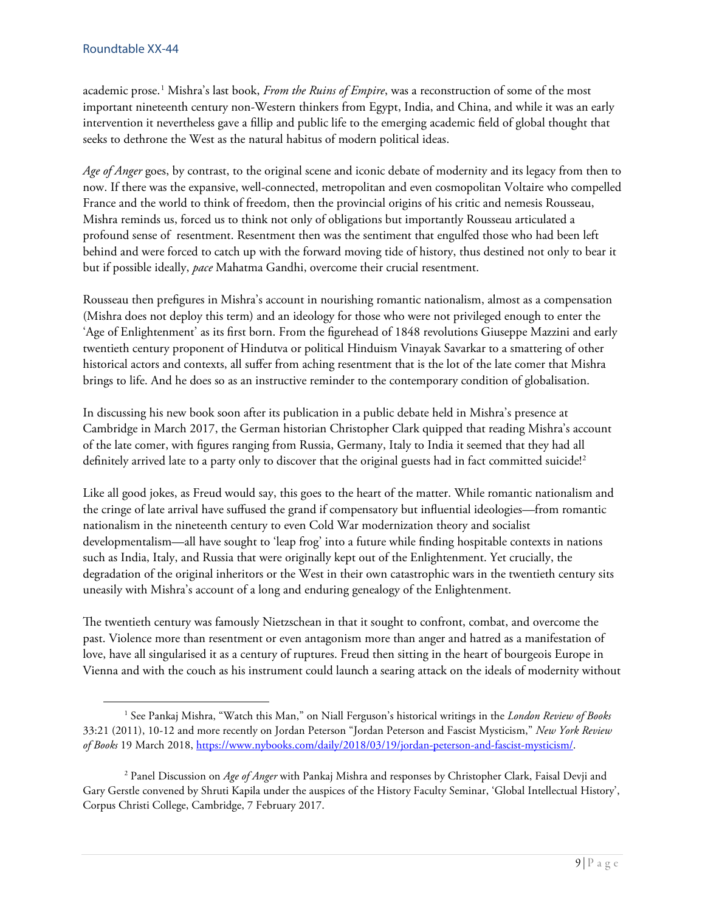academic prose.[1] Mishra's last book, *From the Ruins of Empire*, was a reconstruction of some of the most important nineteenth century non-Western thinkers from Egypt, India, and China, and while it was an early intervention it nevertheless gave a fillip and public life to the emerging academic field of global thought that seeks to dethrone the West as the natural habitus of modern political ideas.

*Age of Anger* goes, by contrast, to the original scene and iconic debate of modernity and its legacy from then to now. If there was the expansive, well-connected, metropolitan and even cosmopolitan Voltaire who compelled France and the world to think of freedom, then the provincial origins of his critic and nemesis Rousseau, Mishra reminds us, forced us to think not only of obligations but importantly Rousseau articulated a profound sense of resentment. Resentment then was the sentiment that engulfed those who had been left behind and were forced to catch up with the forward moving tide of history, thus destined not only to bear it but if possible ideally, *pace* Mahatma Gandhi, overcome their crucial resentment.

Rousseau then prefigures in Mishra's account in nourishing romantic nationalism, almost as a compensation (Mishra does not deploy this term) and an ideology for those who were not privileged enough to enter the 'Age of Enlightenment' as its first born. From the figurehead of 1848 revolutions Giuseppe Mazzini and early twentieth century proponent of Hindutva or political Hinduism Vinayak Savarkar to a smattering of other historical actors and contexts, all suffer from aching resentment that is the lot of the late comer that Mishra brings to life. And he does so as an instructive reminder to the contemporary condition of globalisation.

In discussing his new book soon after its publication in a public debate held in Mishra's presence at Cambridge in March 2017, the German historian Christopher Clark quipped that reading Mishra's account of the late comer, with figures ranging from Russia, Germany, Italy to India it seemed that they had all definitely arrived late to a party only to discover that the original guests had in fact committed suicide![2]

Like all good jokes, as Freud would say, this goes to the heart of the matter. While romantic nationalism and the cringe of late arrival have suffused the grand if compensatory but influential ideologies—from romantic nationalism in the nineteenth century to even Cold War modernization theory and socialist developmentalism—all have sought to 'leap frog' into a future while finding hospitable contexts in nations such as India, Italy, and Russia that were originally kept out of the Enlightenment. Yet crucially, the degradation of the original inheritors or the West in their own catastrophic wars in the twentieth century sits uneasily with Mishra's account of a long and enduring genealogy of the Enlightenment.

The twentieth century was famously Nietzschean in that it sought to confront, combat, and overcome the past. Violence more than resentment or even antagonism more than anger and hatred as a manifestation of love, have all singularised it as a century of ruptures. Freud then sitting in the heart of bourgeois Europe in Vienna and with the couch as his instrument could launch a searing attack on the ideals of modernity without

---

[1] See Pankaj Mishra, "Watch this Man," on Niall Ferguson's historical writings in the *London Review of Books* 33:21 (2011), 10-12 and more recently on Jordan Peterson "Jordan Peterson and Fascist Mysticism," *New York Review of Books* 19 March 2018, https://www.nybooks.com/daily/2018/03/19/jordan-peterson-and-fascist-mysticism/.

[2] Panel Discussion on *Age of Anger* with Pankaj Mishra and responses by Christopher Clark, Faisal Devji and Gary Gerstle convened by Shruti Kapila under the auspices of the History Faculty Seminar, 'Global Intellectual History', Corpus Christi College, Cambridge, 7 February 2017.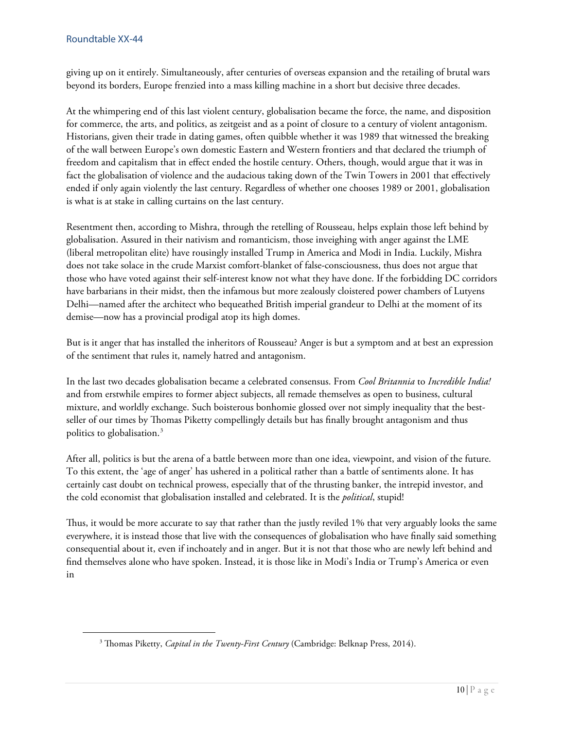giving up on it entirely. Simultaneously, after centuries of overseas expansion and the retailing of brutal wars beyond its borders, Europe frenzied into a mass killing machine in a short but decisive three decades.

At the whimpering end of this last violent century, globalisation became the force, the name, and disposition for commerce, the arts, and politics, as zeitgeist and as a point of closure to a century of violent antagonism. Historians, given their trade in dating games, often quibble whether it was 1989 that witnessed the breaking of the wall between Europe's own domestic Eastern and Western frontiers and that declared the triumph of freedom and capitalism that in effect ended the hostile century. Others, though, would argue that it was in fact the globalisation of violence and the audacious taking down of the Twin Towers in 2001 that effectively ended if only again violently the last century. Regardless of whether one chooses 1989 or 2001, globalisation is what is at stake in calling curtains on the last century.

Resentment then, according to Mishra, through the retelling of Rousseau, helps explain those left behind by globalisation. Assured in their nativism and romanticism, those inveighing with anger against the LME (liberal metropolitan elite) have rousingly installed Trump in America and Modi in India. Luckily, Mishra does not take solace in the crude Marxist comfort-blanket of false-consciousness, thus does not argue that those who have voted against their self-interest know not what they have done. If the forbidding DC corridors have barbarians in their midst, then the infamous but more zealously cloistered power chambers of Lutyens Delhi—named after the architect who bequeathed British imperial grandeur to Delhi at the moment of its demise—now has a provincial prodigal atop its high domes.

But is it anger that has installed the inheritors of Rousseau? Anger is but a symptom and at best an expression of the sentiment that rules it, namely hatred and antagonism.

In the last two decades globalisation became a celebrated consensus. From *Cool Britannia* to *Incredible India!* and from erstwhile empires to former abject subjects, all remade themselves as open to business, cultural mixture, and worldly exchange. Such boisterous bonhomie glossed over not simply inequality that the best-seller of our times by Thomas Piketty compellingly details but has finally brought antagonism and thus politics to globalisation.[3]

After all, politics is but the arena of a battle between more than one idea, viewpoint, and vision of the future. To this extent, the 'age of anger' has ushered in a political rather than a battle of sentiments alone. It has certainly cast doubt on technical prowess, especially that of the thrusting banker, the intrepid investor, and the cold economist that globalisation installed and celebrated. It is the *political*, stupid!

Thus, it would be more accurate to say that rather than the justly reviled 1% that very arguably looks the same everywhere, it is instead those that live with the consequences of globalisation who have finally said something consequential about it, even if inchoately and in anger. But it is not that those who are newly left behind and find themselves alone who have spoken. Instead, it is those like in Modi's India or Trump's America or even in

[3] Thomas Piketty, *Capital in the Twenty-First Century* (Cambridge: Belknap Press, 2014).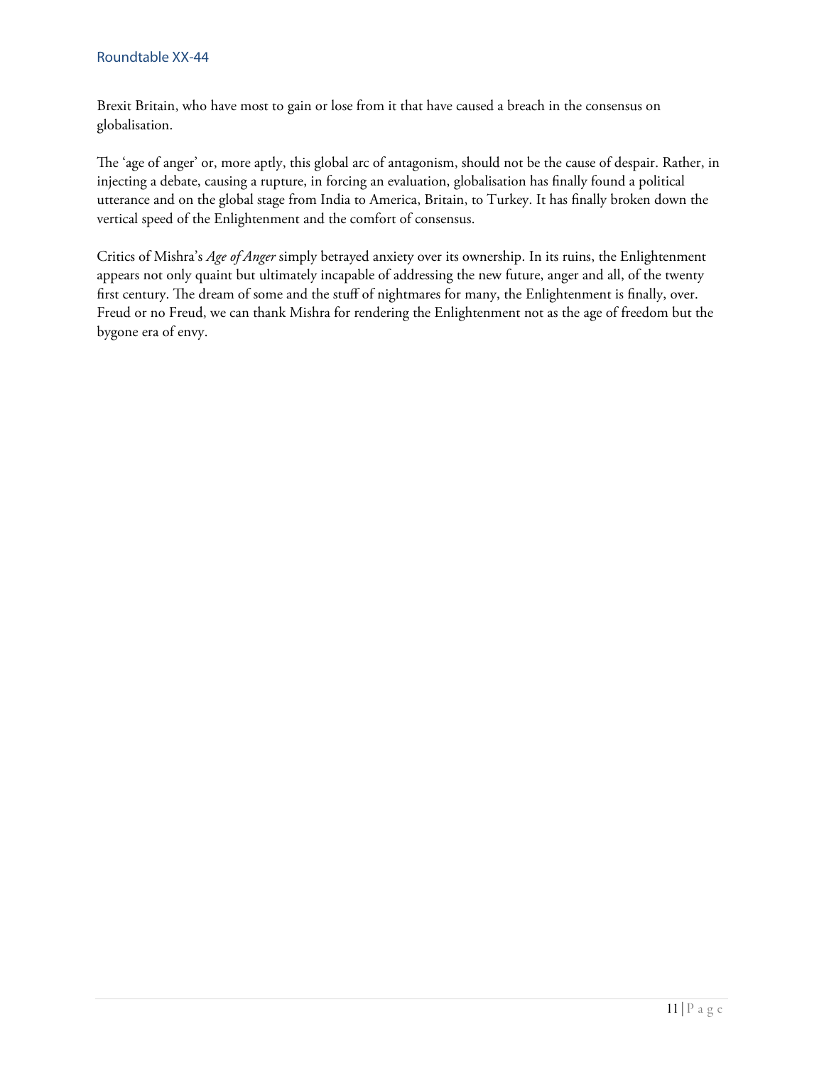Brexit Britain, who have most to gain or lose from it that have caused a breach in the consensus on globalisation.

The 'age of anger' or, more aptly, this global arc of antagonism, should not be the cause of despair. Rather, in injecting a debate, causing a rupture, in forcing an evaluation, globalisation has finally found a political utterance and on the global stage from India to America, Britain, to Turkey. It has finally broken down the vertical speed of the Enlightenment and the comfort of consensus.

Critics of Mishra's *Age of Anger* simply betrayed anxiety over its ownership. In its ruins, the Enlightenment appears not only quaint but ultimately incapable of addressing the new future, anger and all, of the twenty first century. The dream of some and the stuff of nightmares for many, the Enlightenment is finally, over. Freud or no Freud, we can thank Mishra for rendering the Enlightenment not as the age of freedom but the bygone era of envy.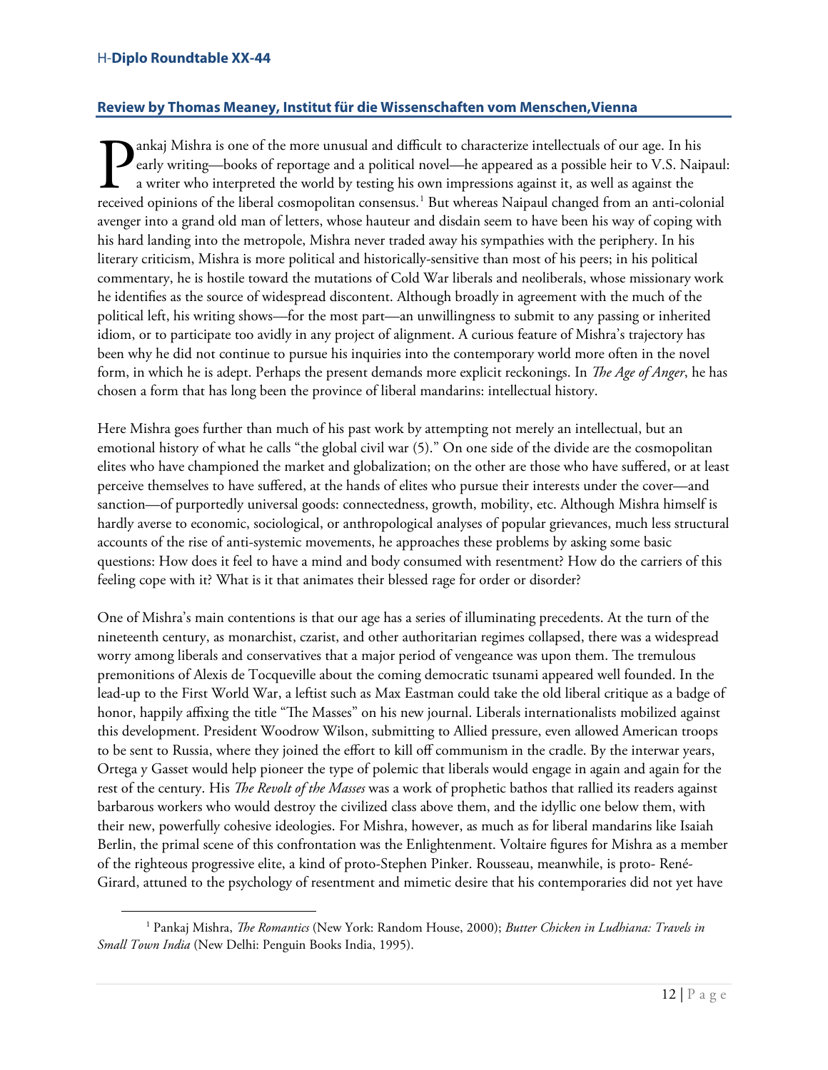## Review by Thomas Meaney, Institut für die Wissenschaften vom Menschen,Vienna

Pankaj Mishra is one of the more unusual and difficult to characterize intellectuals of our age. In his early writing—books of reportage and a political novel—he appeared as a possible heir to V.S. Naipaul: a writer who interpreted the world by testing his own impressions against it, as well as against the received opinions of the liberal cosmopolitan consensus.[1] But whereas Naipaul changed from an anti-colonial avenger into a grand old man of letters, whose hauteur and disdain seem to have been his way of coping with his hard landing into the metropole, Mishra never traded away his sympathies with the periphery. In his literary criticism, Mishra is more political and historically-sensitive than most of his peers; in his political commentary, he is hostile toward the mutations of Cold War liberals and neoliberals, whose missionary work he identifies as the source of widespread discontent. Although broadly in agreement with the much of the political left, his writing shows—for the most part—an unwillingness to submit to any passing or inherited idiom, or to participate too avidly in any project of alignment. A curious feature of Mishra's trajectory has been why he did not continue to pursue his inquiries into the contemporary world more often in the novel form, in which he is adept. Perhaps the present demands more explicit reckonings. In *The Age of Anger*, he has chosen a form that has long been the province of liberal mandarins: intellectual history.

Here Mishra goes further than much of his past work by attempting not merely an intellectual, but an emotional history of what he calls "the global civil war (5)." On one side of the divide are the cosmopolitan elites who have championed the market and globalization; on the other are those who have suffered, or at least perceive themselves to have suffered, at the hands of elites who pursue their interests under the cover—and sanction—of purportedly universal goods: connectedness, growth, mobility, etc. Although Mishra himself is hardly averse to economic, sociological, or anthropological analyses of popular grievances, much less structural accounts of the rise of anti-systemic movements, he approaches these problems by asking some basic questions: How does it feel to have a mind and body consumed with resentment? How do the carriers of this feeling cope with it? What is it that animates their blessed rage for order or disorder?

One of Mishra's main contentions is that our age has a series of illuminating precedents. At the turn of the nineteenth century, as monarchist, czarist, and other authoritarian regimes collapsed, there was a widespread worry among liberals and conservatives that a major period of vengeance was upon them. The tremulous premonitions of Alexis de Tocqueville about the coming democratic tsunami appeared well founded. In the lead-up to the First World War, a leftist such as Max Eastman could take the old liberal critique as a badge of honor, happily affixing the title "The Masses" on his new journal. Liberals internationalists mobilized against this development. President Woodrow Wilson, submitting to Allied pressure, even allowed American troops to be sent to Russia, where they joined the effort to kill off communism in the cradle. By the interwar years, Ortega y Gasset would help pioneer the type of polemic that liberals would engage in again and again for the rest of the century. His *The Revolt of the Masses* was a work of prophetic bathos that rallied its readers against barbarous workers who would destroy the civilized class above them, and the idyllic one below them, with their new, powerfully cohesive ideologies. For Mishra, however, as much as for liberal mandarins like Isaiah Berlin, the primal scene of this confrontation was the Enlightenment. Voltaire figures for Mishra as a member of the righteous progressive elite, a kind of proto-Stephen Pinker. Rousseau, meanwhile, is proto- René-Girard, attuned to the psychology of resentment and mimetic desire that his contemporaries did not yet have

[1] Pankaj Mishra, *The Romantics* (New York: Random House, 2000); *Butter Chicken in Ludhiana: Travels in Small Town India* (New Delhi: Penguin Books India, 1995).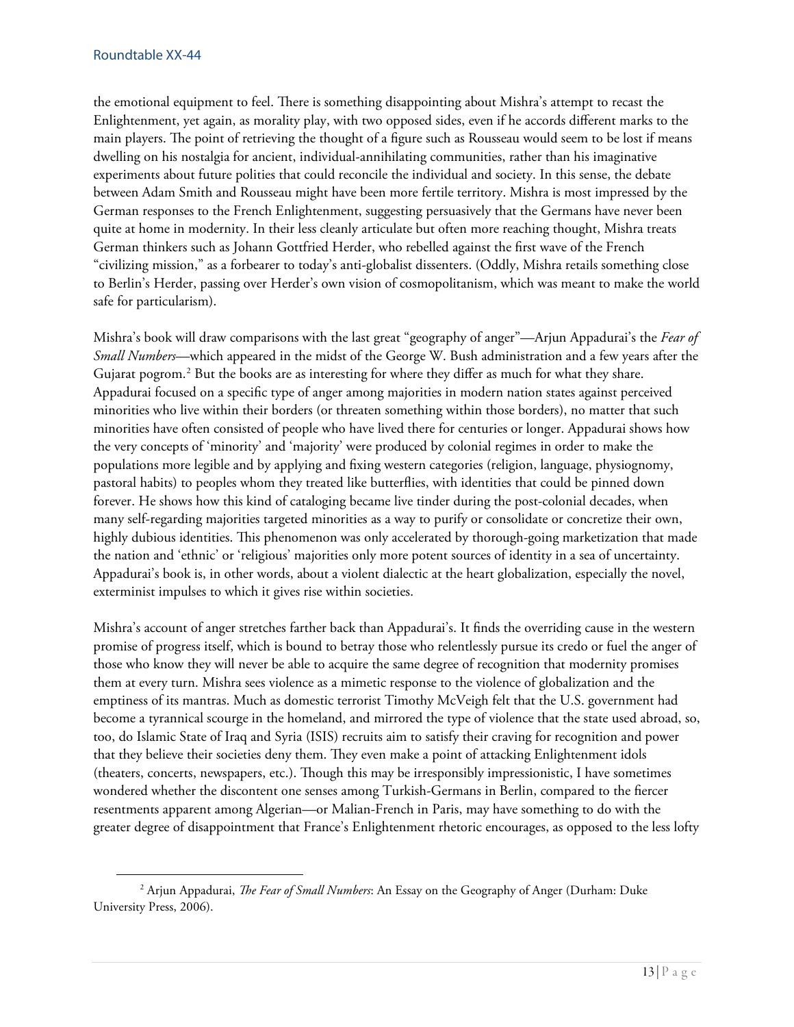the emotional equipment to feel. There is something disappointing about Mishra's attempt to recast the Enlightenment, yet again, as morality play, with two opposed sides, even if he accords different marks to the main players. The point of retrieving the thought of a figure such as Rousseau would seem to be lost if means dwelling on his nostalgia for ancient, individual-annihilating communities, rather than his imaginative experiments about future polities that could reconcile the individual and society. In this sense, the debate between Adam Smith and Rousseau might have been more fertile territory. Mishra is most impressed by the German responses to the French Enlightenment, suggesting persuasively that the Germans have never been quite at home in modernity. In their less cleanly articulate but often more reaching thought, Mishra treats German thinkers such as Johann Gottfried Herder, who rebelled against the first wave of the French "civilizing mission," as a forbearer to today's anti-globalist dissenters. (Oddly, Mishra retails something close to Berlin's Herder, passing over Herder's own vision of cosmopolitanism, which was meant to make the world safe for particularism).

Mishra's book will draw comparisons with the last great "geography of anger"—Arjun Appadurai's the *Fear of Small Numbers*—which appeared in the midst of the George W. Bush administration and a few years after the Gujarat pogrom.[2] But the books are as interesting for where they differ as much for what they share. Appadurai focused on a specific type of anger among majorities in modern nation states against perceived minorities who live within their borders (or threaten something within those borders), no matter that such minorities have often consisted of people who have lived there for centuries or longer. Appadurai shows how the very concepts of 'minority' and 'majority' were produced by colonial regimes in order to make the populations more legible and by applying and fixing western categories (religion, language, physiognomy, pastoral habits) to peoples whom they treated like butterflies, with identities that could be pinned down forever. He shows how this kind of cataloging became live tinder during the post-colonial decades, when many self-regarding majorities targeted minorities as a way to purify or consolidate or concretize their own, highly dubious identities. This phenomenon was only accelerated by thorough-going marketization that made the nation and 'ethnic' or 'religious' majorities only more potent sources of identity in a sea of uncertainty. Appadurai's book is, in other words, about a violent dialectic at the heart globalization, especially the novel, exterminist impulses to which it gives rise within societies.

Mishra's account of anger stretches farther back than Appadurai's. It finds the overriding cause in the western promise of progress itself, which is bound to betray those who relentlessly pursue its credo or fuel the anger of those who know they will never be able to acquire the same degree of recognition that modernity promises them at every turn. Mishra sees violence as a mimetic response to the violence of globalization and the emptiness of its mantras. Much as domestic terrorist Timothy McVeigh felt that the U.S. government had become a tyrannical scourge in the homeland, and mirrored the type of violence that the state used abroad, so, too, do Islamic State of Iraq and Syria (ISIS) recruits aim to satisfy their craving for recognition and power that they believe their societies deny them. They even make a point of attacking Enlightenment idols (theaters, concerts, newspapers, etc.). Though this may be irresponsibly impressionistic, I have sometimes wondered whether the discontent one senses among Turkish-Germans in Berlin, compared to the fiercer resentments apparent among Algerian—or Malian-French in Paris, may have something to do with the greater degree of disappointment that France's Enlightenment rhetoric encourages, as opposed to the less lofty

---

[2] Arjun Appadurai, *The Fear of Small Numbers*: An Essay on the Geography of Anger (Durham: Duke University Press, 2006).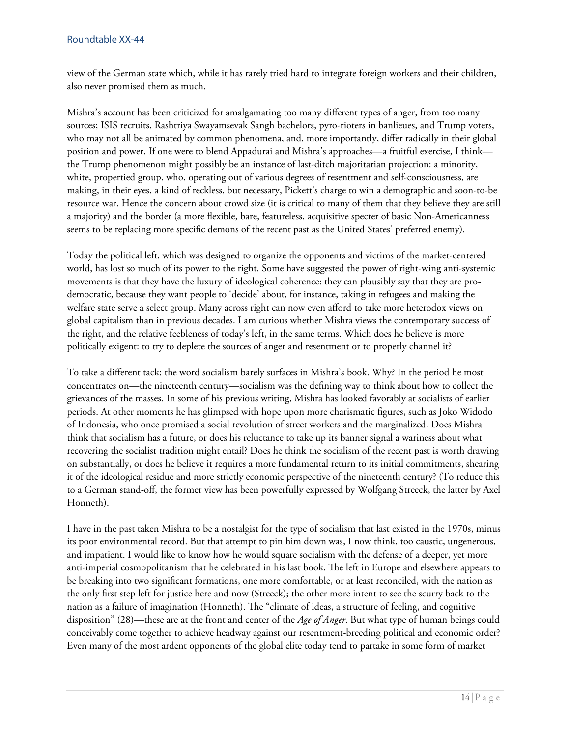view of the German state which, while it has rarely tried hard to integrate foreign workers and their children, also never promised them as much.

Mishra's account has been criticized for amalgamating too many different types of anger, from too many sources; ISIS recruits, Rashtriya Swayamsevak Sangh bachelors, pyro-rioters in banlieues, and Trump voters, who may not all be animated by common phenomena, and, more importantly, differ radically in their global position and power. If one were to blend Appadurai and Mishra's approaches—a fruitful exercise, I think—the Trump phenomenon might possibly be an instance of last-ditch majoritarian projection: a minority, white, propertied group, who, operating out of various degrees of resentment and self-consciousness, are making, in their eyes, a kind of reckless, but necessary, Pickett's charge to win a demographic and soon-to-be resource war. Hence the concern about crowd size (it is critical to many of them that they believe they are still a majority) and the border (a more flexible, bare, featureless, acquisitive specter of basic Non-Americanness seems to be replacing more specific demons of the recent past as the United States' preferred enemy).

Today the political left, which was designed to organize the opponents and victims of the market-centered world, has lost so much of its power to the right. Some have suggested the power of right-wing anti-systemic movements is that they have the luxury of ideological coherence: they can plausibly say that they are pro-democratic, because they want people to 'decide' about, for instance, taking in refugees and making the welfare state serve a select group. Many across right can now even afford to take more heterodox views on global capitalism than in previous decades. I am curious whether Mishra views the contemporary success of the right, and the relative feebleness of today's left, in the same terms. Which does he believe is more politically exigent: to try to deplete the sources of anger and resentment or to properly channel it?

To take a different tack: the word socialism barely surfaces in Mishra's book. Why? In the period he most concentrates on—the nineteenth century—socialism was the defining way to think about how to collect the grievances of the masses. In some of his previous writing, Mishra has looked favorably at socialists of earlier periods. At other moments he has glimpsed with hope upon more charismatic figures, such as Joko Widodo of Indonesia, who once promised a social revolution of street workers and the marginalized. Does Mishra think that socialism has a future, or does his reluctance to take up its banner signal a wariness about what recovering the socialist tradition might entail? Does he think the socialism of the recent past is worth drawing on substantially, or does he believe it requires a more fundamental return to its initial commitments, shearing it of the ideological residue and more strictly economic perspective of the nineteenth century? (To reduce this to a German stand-off, the former view has been powerfully expressed by Wolfgang Streeck, the latter by Axel Honneth).

I have in the past taken Mishra to be a nostalgist for the type of socialism that last existed in the 1970s, minus its poor environmental record. But that attempt to pin him down was, I now think, too caustic, ungenerous, and impatient. I would like to know how he would square socialism with the defense of a deeper, yet more anti-imperial cosmopolitanism that he celebrated in his last book. The left in Europe and elsewhere appears to be breaking into two significant formations, one more comfortable, or at least reconciled, with the nation as the only first step left for justice here and now (Streeck); the other more intent to see the scurry back to the nation as a failure of imagination (Honneth). The "climate of ideas, a structure of feeling, and cognitive disposition" (28)—these are at the front and center of the *Age of Anger*. But what type of human beings could conceivably come together to achieve headway against our resentment-breeding political and economic order? Even many of the most ardent opponents of the global elite today tend to partake in some form of market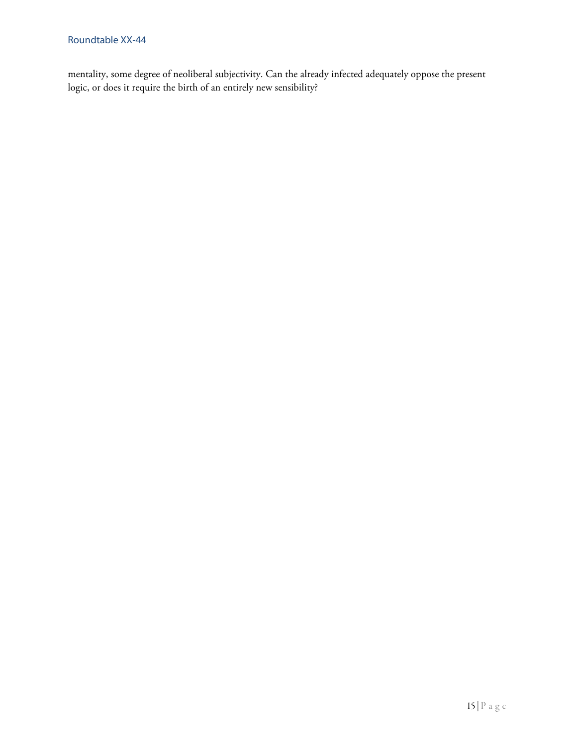mentality, some degree of neoliberal subjectivity. Can the already infected adequately oppose the present logic, or does it require the birth of an entirely new sensibility?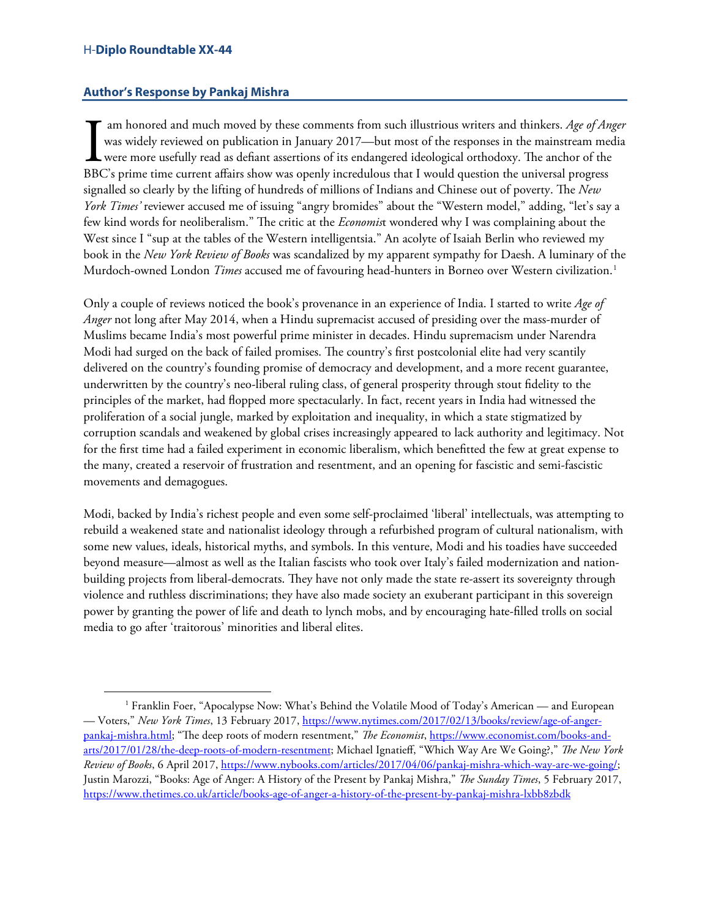## Author's Response by Pankaj Mishra

I am honored and much moved by these comments from such illustrious writers and thinkers. *Age of Anger* was widely reviewed on publication in January 2017—but most of the responses in the mainstream media were more usefully read as defiant assertions of its endangered ideological orthodoxy. The anchor of the BBC's prime time current affairs show was openly incredulous that I would question the universal progress signalled so clearly by the lifting of hundreds of millions of Indians and Chinese out of poverty. The *New York Times'* reviewer accused me of issuing "angry bromides" about the "Western model," adding, "let's say a few kind words for neoliberalism." The critic at the *Economis*t wondered why I was complaining about the West since I "sup at the tables of the Western intelligentsia." An acolyte of Isaiah Berlin who reviewed my book in the *New York Review of Books* was scandalized by my apparent sympathy for Daesh. A luminary of the Murdoch-owned London *Times* accused me of favouring head-hunters in Borneo over Western civilization.[1]

Only a couple of reviews noticed the book's provenance in an experience of India. I started to write *Age of Anger* not long after May 2014, when a Hindu supremacist accused of presiding over the mass-murder of Muslims became India's most powerful prime minister in decades. Hindu supremacism under Narendra Modi had surged on the back of failed promises. The country's first postcolonial elite had very scantily delivered on the country's founding promise of democracy and development, and a more recent guarantee, underwritten by the country's neo-liberal ruling class, of general prosperity through stout fidelity to the principles of the market, had flopped more spectacularly. In fact, recent years in India had witnessed the proliferation of a social jungle, marked by exploitation and inequality, in which a state stigmatized by corruption scandals and weakened by global crises increasingly appeared to lack authority and legitimacy. Not for the first time had a failed experiment in economic liberalism, which benefitted the few at great expense to the many, created a reservoir of frustration and resentment, and an opening for fascistic and semi-fascistic movements and demagogues.

Modi, backed by India's richest people and even some self-proclaimed 'liberal' intellectuals, was attempting to rebuild a weakened state and nationalist ideology through a refurbished program of cultural nationalism, with some new values, ideals, historical myths, and symbols. In this venture, Modi and his toadies have succeeded beyond measure—almost as well as the Italian fascists who took over Italy's failed modernization and nation-building projects from liberal-democrats. They have not only made the state re-assert its sovereignty through violence and ruthless discriminations; they have also made society an exuberant participant in this sovereign power by granting the power of life and death to lynch mobs, and by encouraging hate-filled trolls on social media to go after 'traitorous' minorities and liberal elites.

---

[1] Franklin Foer, "Apocalypse Now: What's Behind the Volatile Mood of Today's American — and European — Voters," *New York Times*, 13 February 2017, https://www.nytimes.com/2017/02/13/books/review/age-of-anger-pankaj-mishra.html; "The deep roots of modern resentment," *The Economist*, https://www.economist.com/books-and-arts/2017/01/28/the-deep-roots-of-modern-resentment; Michael Ignatieff, "Which Way Are We Going?," *The New York Review of Books*, 6 April 2017, https://www.nybooks.com/articles/2017/04/06/pankaj-mishra-which-way-are-we-going/; Justin Marozzi, "Books: Age of Anger: A History of the Present by Pankaj Mishra," *The Sunday Times*, 5 February 2017, https://www.thetimes.co.uk/article/books-age-of-anger-a-history-of-the-present-by-pankaj-mishra-lxbb8zbdk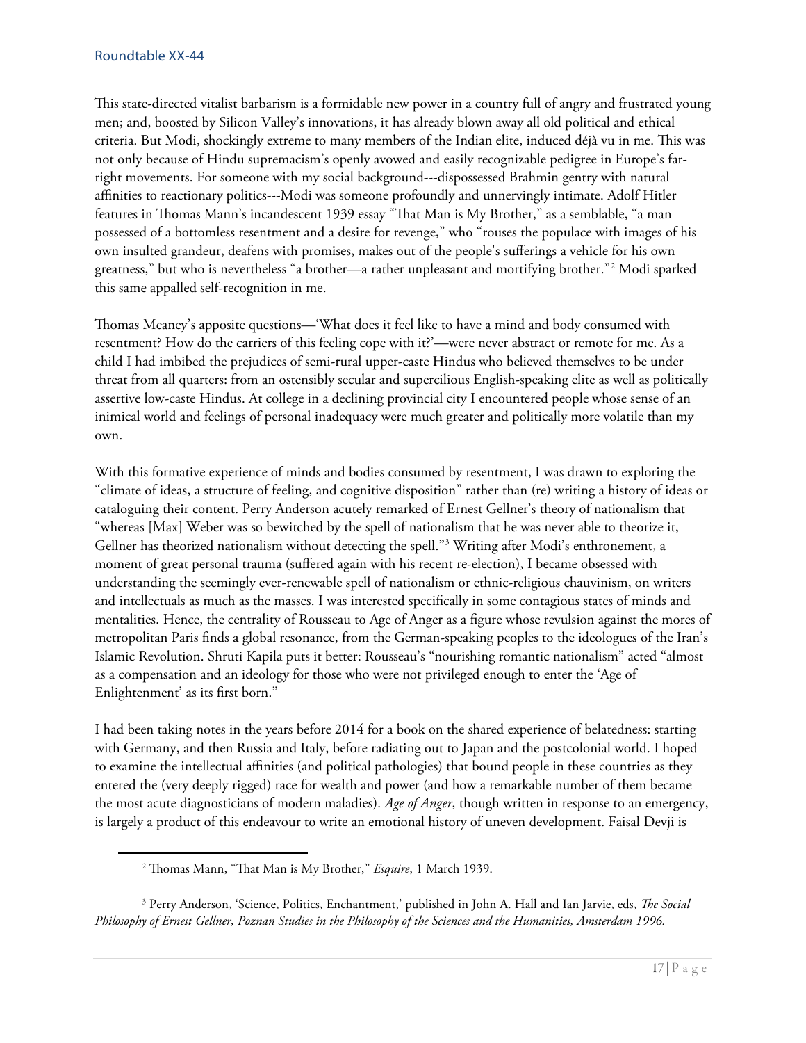This state-directed vitalist barbarism is a formidable new power in a country full of angry and frustrated young men; and, boosted by Silicon Valley's innovations, it has already blown away all old political and ethical criteria. But Modi, shockingly extreme to many members of the Indian elite, induced déjà vu in me. This was not only because of Hindu supremacism's openly avowed and easily recognizable pedigree in Europe's far-right movements. For someone with my social background---dispossessed Brahmin gentry with natural affinities to reactionary politics---Modi was someone profoundly and unnervingly intimate. Adolf Hitler features in Thomas Mann's incandescent 1939 essay "That Man is My Brother," as a semblable, "a man possessed of a bottomless resentment and a desire for revenge," who "rouses the populace with images of his own insulted grandeur, deafens with promises, makes out of the people's sufferings a vehicle for his own greatness," but who is nevertheless "a brother—a rather unpleasant and mortifying brother."[2] Modi sparked this same appalled self-recognition in me.

Thomas Meaney's apposite questions—'What does it feel like to have a mind and body consumed with resentment? How do the carriers of this feeling cope with it?'—were never abstract or remote for me. As a child I had imbibed the prejudices of semi-rural upper-caste Hindus who believed themselves to be under threat from all quarters: from an ostensibly secular and supercilious English-speaking elite as well as politically assertive low-caste Hindus. At college in a declining provincial city I encountered people whose sense of an inimical world and feelings of personal inadequacy were much greater and politically more volatile than my own.

With this formative experience of minds and bodies consumed by resentment, I was drawn to exploring the "climate of ideas, a structure of feeling, and cognitive disposition" rather than (re) writing a history of ideas or cataloguing their content. Perry Anderson acutely remarked of Ernest Gellner's theory of nationalism that "whereas [Max] Weber was so bewitched by the spell of nationalism that he was never able to theorize it, Gellner has theorized nationalism without detecting the spell."[3] Writing after Modi's enthronement, a moment of great personal trauma (suffered again with his recent re-election), I became obsessed with understanding the seemingly ever-renewable spell of nationalism or ethnic-religious chauvinism, on writers and intellectuals as much as the masses. I was interested specifically in some contagious states of minds and mentalities. Hence, the centrality of Rousseau to Age of Anger as a figure whose revulsion against the mores of metropolitan Paris finds a global resonance, from the German-speaking peoples to the ideologues of the Iran's Islamic Revolution. Shruti Kapila puts it better: Rousseau's "nourishing romantic nationalism" acted "almost as a compensation and an ideology for those who were not privileged enough to enter the 'Age of Enlightenment' as its first born."

I had been taking notes in the years before 2014 for a book on the shared experience of belatedness: starting with Germany, and then Russia and Italy, before radiating out to Japan and the postcolonial world. I hoped to examine the intellectual affinities (and political pathologies) that bound people in these countries as they entered the (very deeply rigged) race for wealth and power (and how a remarkable number of them became the most acute diagnosticians of modern maladies). *Age of Anger*, though written in response to an emergency, is largely a product of this endeavour to write an emotional history of uneven development. Faisal Devji is

---

[2] Thomas Mann, "That Man is My Brother," *Esquire*, 1 March 1939.

[3] Perry Anderson, 'Science, Politics, Enchantment,' published in John A. Hall and Ian Jarvie, eds, *The Social Philosophy of Ernest Gellner, Poznan Studies in the Philosophy of the Sciences and the Humanities, Amsterdam 1996.*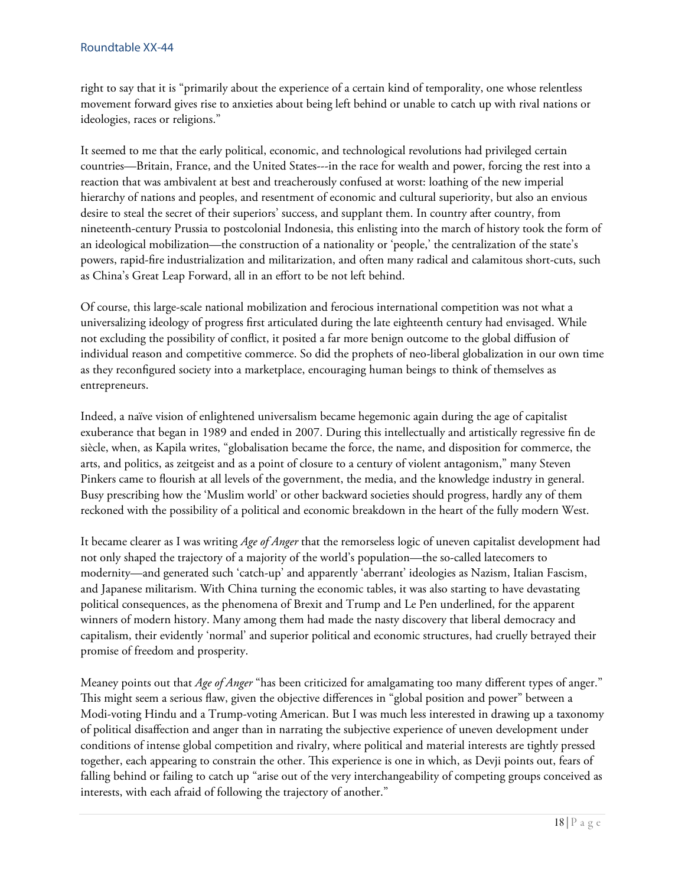right to say that it is "primarily about the experience of a certain kind of temporality, one whose relentless movement forward gives rise to anxieties about being left behind or unable to catch up with rival nations or ideologies, races or religions."

It seemed to me that the early political, economic, and technological revolutions had privileged certain countries—Britain, France, and the United States---in the race for wealth and power, forcing the rest into a reaction that was ambivalent at best and treacherously confused at worst: loathing of the new imperial hierarchy of nations and peoples, and resentment of economic and cultural superiority, but also an envious desire to steal the secret of their superiors' success, and supplant them. In country after country, from nineteenth-century Prussia to postcolonial Indonesia, this enlisting into the march of history took the form of an ideological mobilization—the construction of a nationality or 'people,' the centralization of the state's powers, rapid-fire industrialization and militarization, and often many radical and calamitous short-cuts, such as China's Great Leap Forward, all in an effort to be not left behind.

Of course, this large-scale national mobilization and ferocious international competition was not what a universalizing ideology of progress first articulated during the late eighteenth century had envisaged. While not excluding the possibility of conflict, it posited a far more benign outcome to the global diffusion of individual reason and competitive commerce. So did the prophets of neo-liberal globalization in our own time as they reconfigured society into a marketplace, encouraging human beings to think of themselves as entrepreneurs.

Indeed, a naïve vision of enlightened universalism became hegemonic again during the age of capitalist exuberance that began in 1989 and ended in 2007. During this intellectually and artistically regressive fin de siècle, when, as Kapila writes, "globalisation became the force, the name, and disposition for commerce, the arts, and politics, as zeitgeist and as a point of closure to a century of violent antagonism," many Steven Pinkers came to flourish at all levels of the government, the media, and the knowledge industry in general. Busy prescribing how the 'Muslim world' or other backward societies should progress, hardly any of them reckoned with the possibility of a political and economic breakdown in the heart of the fully modern West.

It became clearer as I was writing *Age of Anger* that the remorseless logic of uneven capitalist development had not only shaped the trajectory of a majority of the world's population—the so-called latecomers to modernity—and generated such 'catch-up' and apparently 'aberrant' ideologies as Nazism, Italian Fascism, and Japanese militarism. With China turning the economic tables, it was also starting to have devastating political consequences, as the phenomena of Brexit and Trump and Le Pen underlined, for the apparent winners of modern history. Many among them had made the nasty discovery that liberal democracy and capitalism, their evidently 'normal' and superior political and economic structures, had cruelly betrayed their promise of freedom and prosperity.

Meaney points out that *Age of Anger* "has been criticized for amalgamating too many different types of anger." This might seem a serious flaw, given the objective differences in "global position and power" between a Modi-voting Hindu and a Trump-voting American. But I was much less interested in drawing up a taxonomy of political disaffection and anger than in narrating the subjective experience of uneven development under conditions of intense global competition and rivalry, where political and material interests are tightly pressed together, each appearing to constrain the other. This experience is one in which, as Devji points out, fears of falling behind or failing to catch up "arise out of the very interchangeability of competing groups conceived as interests, with each afraid of following the trajectory of another."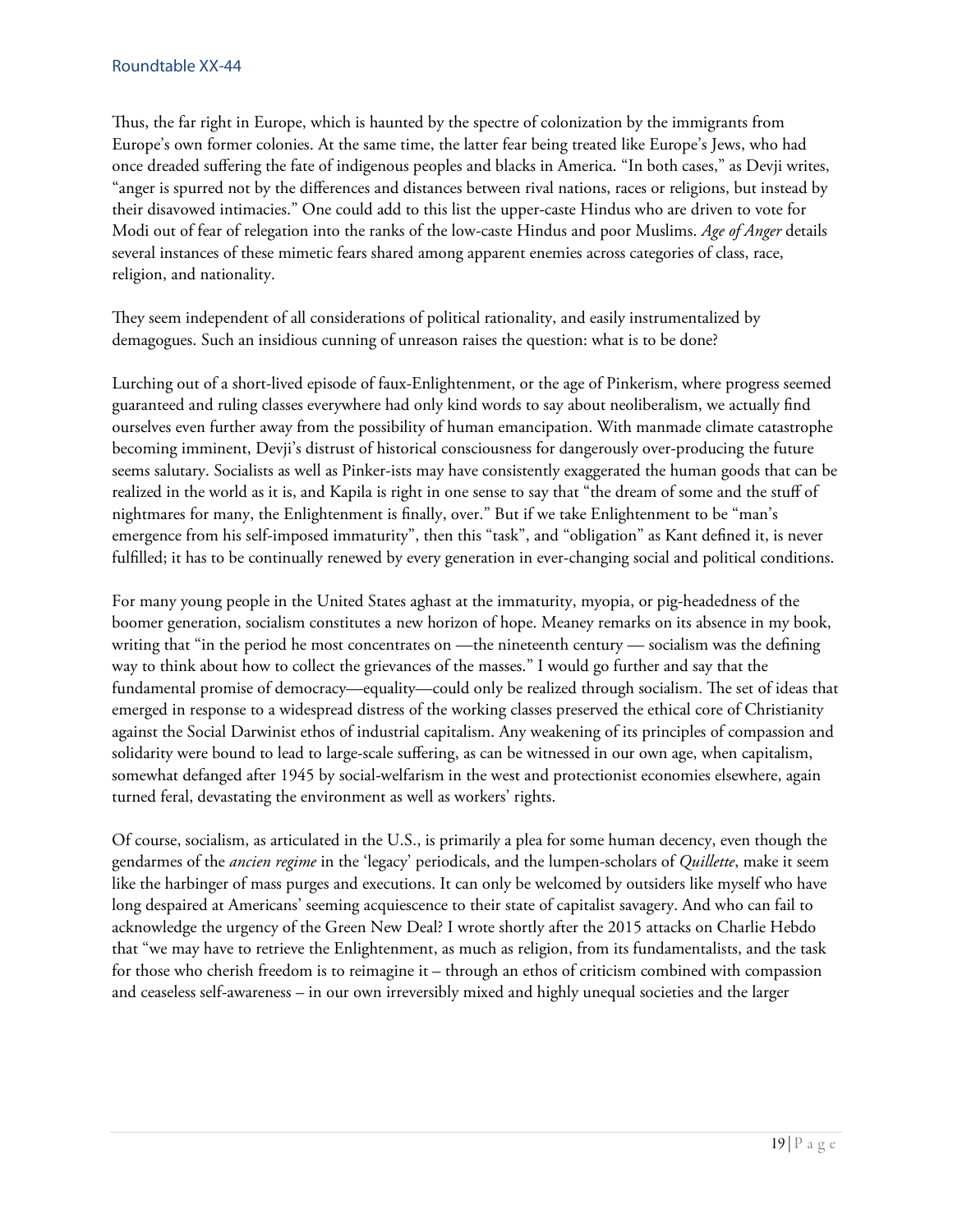Thus, the far right in Europe, which is haunted by the spectre of colonization by the immigrants from Europe's own former colonies. At the same time, the latter fear being treated like Europe's Jews, who had once dreaded suffering the fate of indigenous peoples and blacks in America. "In both cases," as Devji writes, "anger is spurred not by the differences and distances between rival nations, races or religions, but instead by their disavowed intimacies." One could add to this list the upper-caste Hindus who are driven to vote for Modi out of fear of relegation into the ranks of the low-caste Hindus and poor Muslims. *Age of Anger* details several instances of these mimetic fears shared among apparent enemies across categories of class, race, religion, and nationality.

They seem independent of all considerations of political rationality, and easily instrumentalized by demagogues. Such an insidious cunning of unreason raises the question: what is to be done?

Lurching out of a short-lived episode of faux-Enlightenment, or the age of Pinkerism, where progress seemed guaranteed and ruling classes everywhere had only kind words to say about neoliberalism, we actually find ourselves even further away from the possibility of human emancipation. With manmade climate catastrophe becoming imminent, Devji's distrust of historical consciousness for dangerously over-producing the future seems salutary. Socialists as well as Pinker-ists may have consistently exaggerated the human goods that can be realized in the world as it is, and Kapila is right in one sense to say that "the dream of some and the stuff of nightmares for many, the Enlightenment is finally, over." But if we take Enlightenment to be "man's emergence from his self-imposed immaturity", then this "task", and "obligation" as Kant defined it, is never fulfilled; it has to be continually renewed by every generation in ever-changing social and political conditions.

For many young people in the United States aghast at the immaturity, myopia, or pig-headedness of the boomer generation, socialism constitutes a new horizon of hope. Meaney remarks on its absence in my book, writing that "in the period he most concentrates on —the nineteenth century — socialism was the defining way to think about how to collect the grievances of the masses." I would go further and say that the fundamental promise of democracy—equality—could only be realized through socialism. The set of ideas that emerged in response to a widespread distress of the working classes preserved the ethical core of Christianity against the Social Darwinist ethos of industrial capitalism. Any weakening of its principles of compassion and solidarity were bound to lead to large-scale suffering, as can be witnessed in our own age, when capitalism, somewhat defanged after 1945 by social-welfarism in the west and protectionist economies elsewhere, again turned feral, devastating the environment as well as workers' rights.

Of course, socialism, as articulated in the U.S., is primarily a plea for some human decency, even though the gendarmes of the *ancien regime* in the 'legacy' periodicals, and the lumpen-scholars of *Quillette*, make it seem like the harbinger of mass purges and executions. It can only be welcomed by outsiders like myself who have long despaired at Americans' seeming acquiescence to their state of capitalist savagery. And who can fail to acknowledge the urgency of the Green New Deal? I wrote shortly after the 2015 attacks on Charlie Hebdo that "we may have to retrieve the Enlightenment, as much as religion, from its fundamentalists, and the task for those who cherish freedom is to reimagine it – through an ethos of criticism combined with compassion and ceaseless self-awareness – in our own irreversibly mixed and highly unequal societies and the larger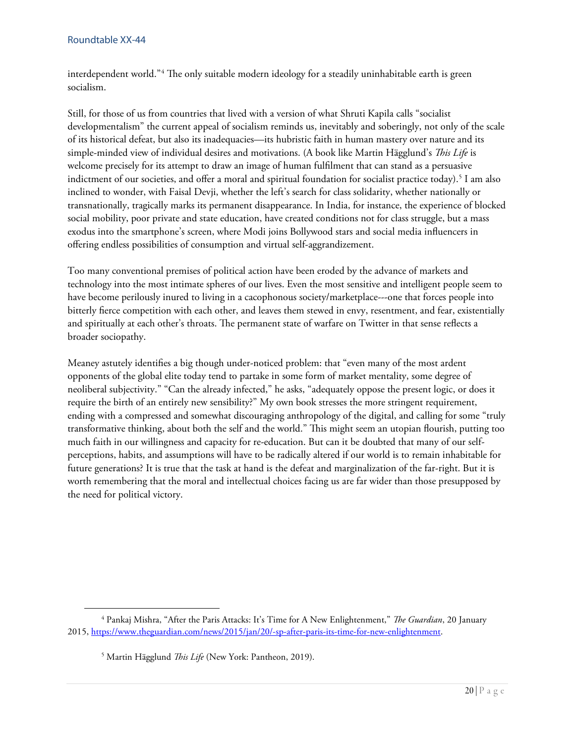interdependent world."[4] The only suitable modern ideology for a steadily uninhabitable earth is green socialism.

Still, for those of us from countries that lived with a version of what Shruti Kapila calls "socialist developmentalism" the current appeal of socialism reminds us, inevitably and soberingly, not only of the scale of its historical defeat, but also its inadequacies—its hubristic faith in human mastery over nature and its simple-minded view of individual desires and motivations. (A book like Martin Hägglund's *This Life* is welcome precisely for its attempt to draw an image of human fulfilment that can stand as a persuasive indictment of our societies, and offer a moral and spiritual foundation for socialist practice today).[5] I am also inclined to wonder, with Faisal Devji, whether the left's search for class solidarity, whether nationally or transnationally, tragically marks its permanent disappearance. In India, for instance, the experience of blocked social mobility, poor private and state education, have created conditions not for class struggle, but a mass exodus into the smartphone's screen, where Modi joins Bollywood stars and social media influencers in offering endless possibilities of consumption and virtual self-aggrandizement.

Too many conventional premises of political action have been eroded by the advance of markets and technology into the most intimate spheres of our lives. Even the most sensitive and intelligent people seem to have become perilously inured to living in a cacophonous society/marketplace---one that forces people into bitterly fierce competition with each other, and leaves them stewed in envy, resentment, and fear, existentially and spiritually at each other's throats. The permanent state of warfare on Twitter in that sense reflects a broader sociopathy.

Meaney astutely identifies a big though under-noticed problem: that "even many of the most ardent opponents of the global elite today tend to partake in some form of market mentality, some degree of neoliberal subjectivity." "Can the already infected," he asks, "adequately oppose the present logic, or does it require the birth of an entirely new sensibility?" My own book stresses the more stringent requirement, ending with a compressed and somewhat discouraging anthropology of the digital, and calling for some "truly transformative thinking, about both the self and the world." This might seem an utopian flourish, putting too much faith in our willingness and capacity for re-education. But can it be doubted that many of our self-perceptions, habits, and assumptions will have to be radically altered if our world is to remain inhabitable for future generations? It is true that the task at hand is the defeat and marginalization of the far-right. But it is worth remembering that the moral and intellectual choices facing us are far wider than those presupposed by the need for political victory.

---

[4] Pankaj Mishra, "After the Paris Attacks: It's Time for A New Enlightenment," *The Guardian*, 20 January 2015, https://www.theguardian.com/news/2015/jan/20/-sp-after-paris-its-time-for-new-enlightenment.

[5] Martin Hägglund *This Life* (New York: Pantheon, 2019).